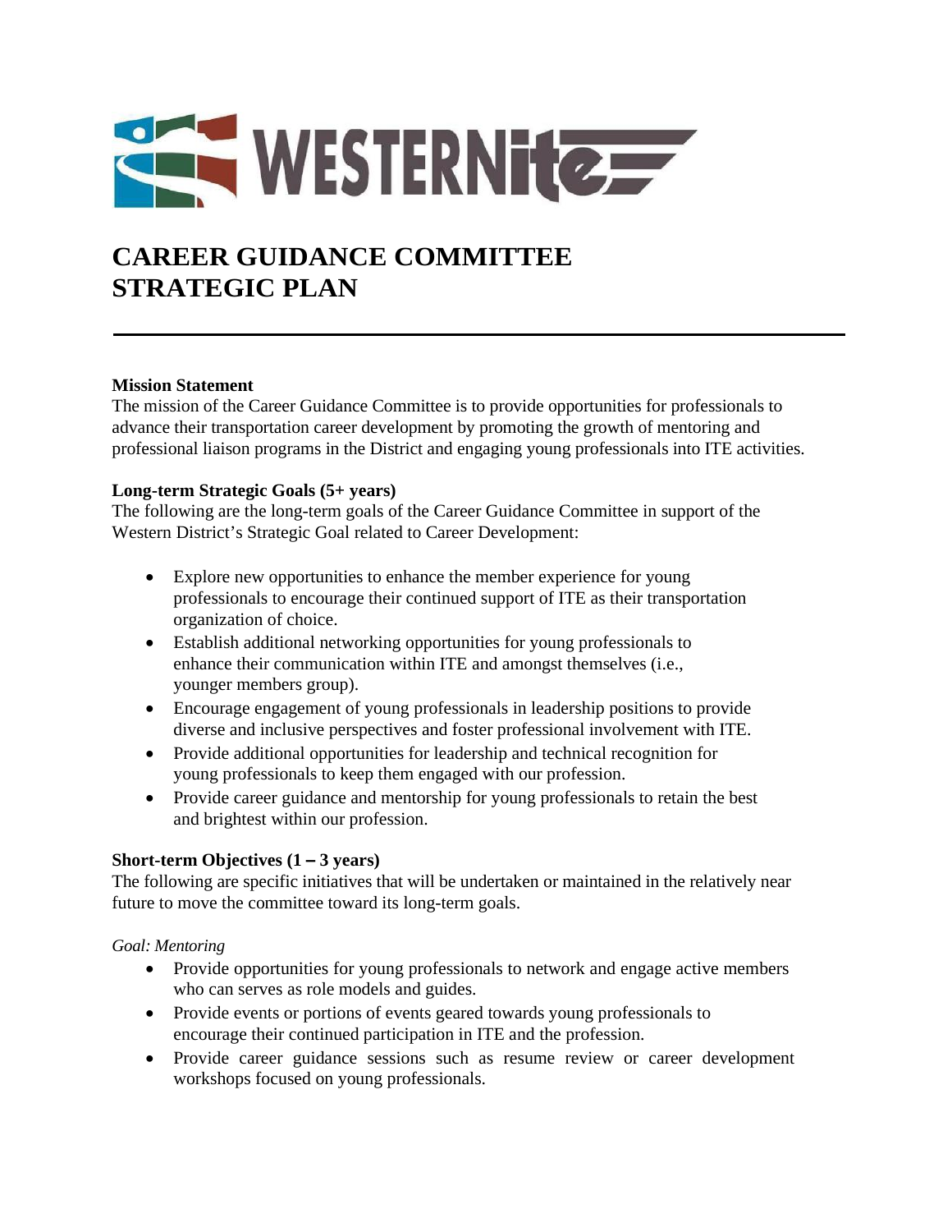# CAREER GUIDANCE COMMITTEE STRATEGIC PLAN

---

**Mission Statement**

The mission of the Career Guidance Committee is to provide opportunities for professionals to advance their transportation career development by promoting the growth of mentoring and professional liaison programs in the District and engaging young professionals into ITE activities.

**Long-term Strategic Goals (5+ years)**

The following are the long-term goals of the Career Guidance Committee in support of the Western District's Strategic Goal related to Career Development:

- Explore new opportunities to enhance the member experience for young professionals to encourage their continued support of ITE as their transportation organization of choice.
- Establish additional networking opportunities for young professionals to enhance their communication within ITE and amongst themselves (i.e., younger members group).
- Encourage engagement of young professionals in leadership positions to provide diverse and inclusive perspectives and foster professional involvement with ITE.
- Provide additional opportunities for leadership and technical recognition for young professionals to keep them engaged with our profession.
- Provide career guidance and mentorship for young professionals to retain the best and brightest within our profession.

**Short-term Objectives (1 – 3 years)**

The following are specific initiatives that will be undertaken or maintained in the relatively near future to move the committee toward its long-term goals.

*Goal: Mentoring*

- Provide opportunities for young professionals to network and engage active members who can serves as role models and guides.
- Provide events or portions of events geared towards young professionals to encourage their continued participation in ITE and the profession.
- Provide career guidance sessions such as resume review or career development workshops focused on young professionals.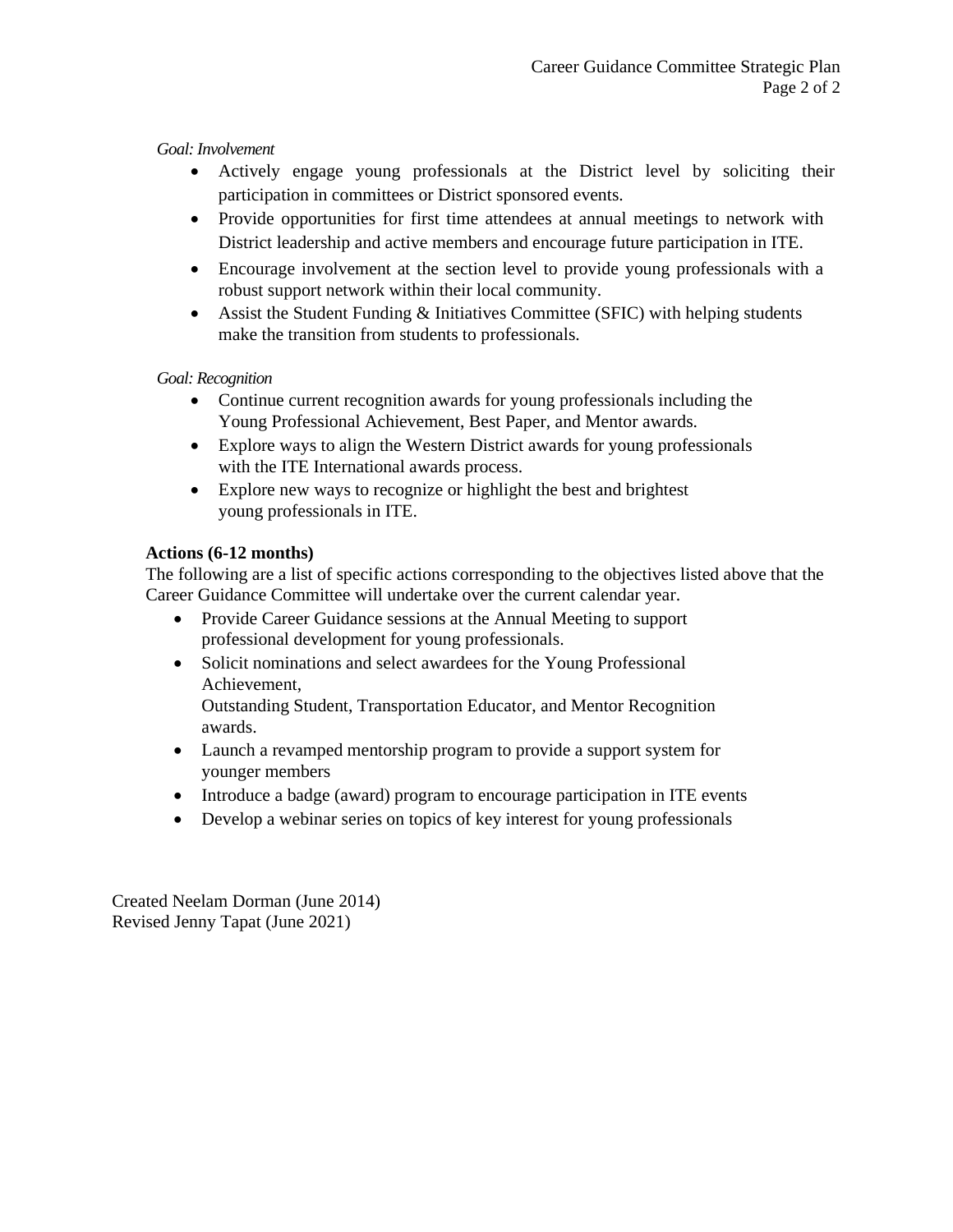*Goal: Involvement*

- Actively engage young professionals at the District level by soliciting their participation in committees or District sponsored events.
- Provide opportunities for first time attendees at annual meetings to network with District leadership and active members and encourage future participation in ITE.
- Encourage involvement at the section level to provide young professionals with a robust support network within their local community.
- Assist the Student Funding & Initiatives Committee (SFIC) with helping students make the transition from students to professionals.

*Goal: Recognition*

- Continue current recognition awards for young professionals including the Young Professional Achievement, Best Paper, and Mentor awards.
- Explore ways to align the Western District awards for young professionals with the ITE International awards process.
- Explore new ways to recognize or highlight the best and brightest young professionals in ITE.

**Actions (6-12 months)**

The following are a list of specific actions corresponding to the objectives listed above that the Career Guidance Committee will undertake over the current calendar year.

- Provide Career Guidance sessions at the Annual Meeting to support professional development for young professionals.
- Solicit nominations and select awardees for the Young Professional Achievement,
  Outstanding Student, Transportation Educator, and Mentor Recognition awards.
- Launch a revamped mentorship program to provide a support system for younger members
- Introduce a badge (award) program to encourage participation in ITE events
- Develop a webinar series on topics of key interest for young professionals

Created Neelam Dorman (June 2014)
Revised Jenny Tapat (June 2021)